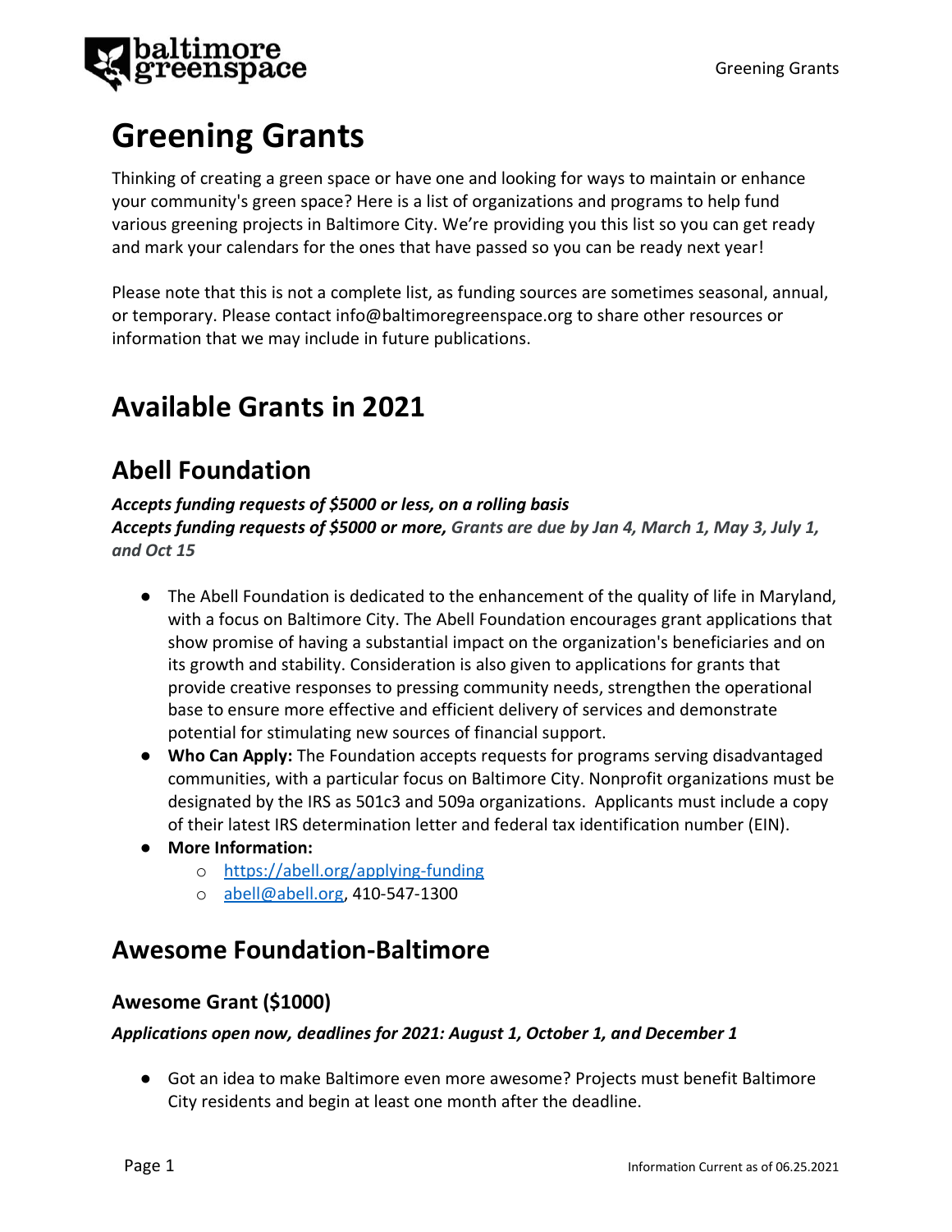# Greening Grants

Thinking of creating a green space or have one and looking for ways to maintain or enhance your community's green space? Here is a list of organizations and programs to help fund various greening projects in Baltimore City. We're providing you this list so you can get ready and mark your calendars for the ones that have passed so you can be ready next year!

Please note that this is not a complete list, as funding sources are sometimes seasonal, annual, or temporary. Please contact info@baltimoregreenspace.org to share other resources or information that we may include in future publications.

# Available Grants in 2021

## Abell Foundation

***Accepts funding requests of $5000 or less, on a rolling basis***
***Accepts funding requests of $5000 or more, Grants are due by Jan 4, March 1, May 3, July 1, and Oct 15***

- The Abell Foundation is dedicated to the enhancement of the quality of life in Maryland, with a focus on Baltimore City. The Abell Foundation encourages grant applications that show promise of having a substantial impact on the organization's beneficiaries and on its growth and stability. Consideration is also given to applications for grants that provide creative responses to pressing community needs, strengthen the operational base to ensure more effective and efficient delivery of services and demonstrate potential for stimulating new sources of financial support.
- **Who Can Apply:** The Foundation accepts requests for programs serving disadvantaged communities, with a particular focus on Baltimore City. Nonprofit organizations must be designated by the IRS as 501c3 and 509a organizations. Applicants must include a copy of their latest IRS determination letter and federal tax identification number (EIN).
- **More Information:**
  - https://abell.org/applying-funding
  - abell@abell.org, 410-547-1300

## Awesome Foundation-Baltimore

### Awesome Grant ($1000)

***Applications open now, deadlines for 2021: August 1, October 1, and December 1***

- Got an idea to make Baltimore even more awesome? Projects must benefit Baltimore City residents and begin at least one month after the deadline.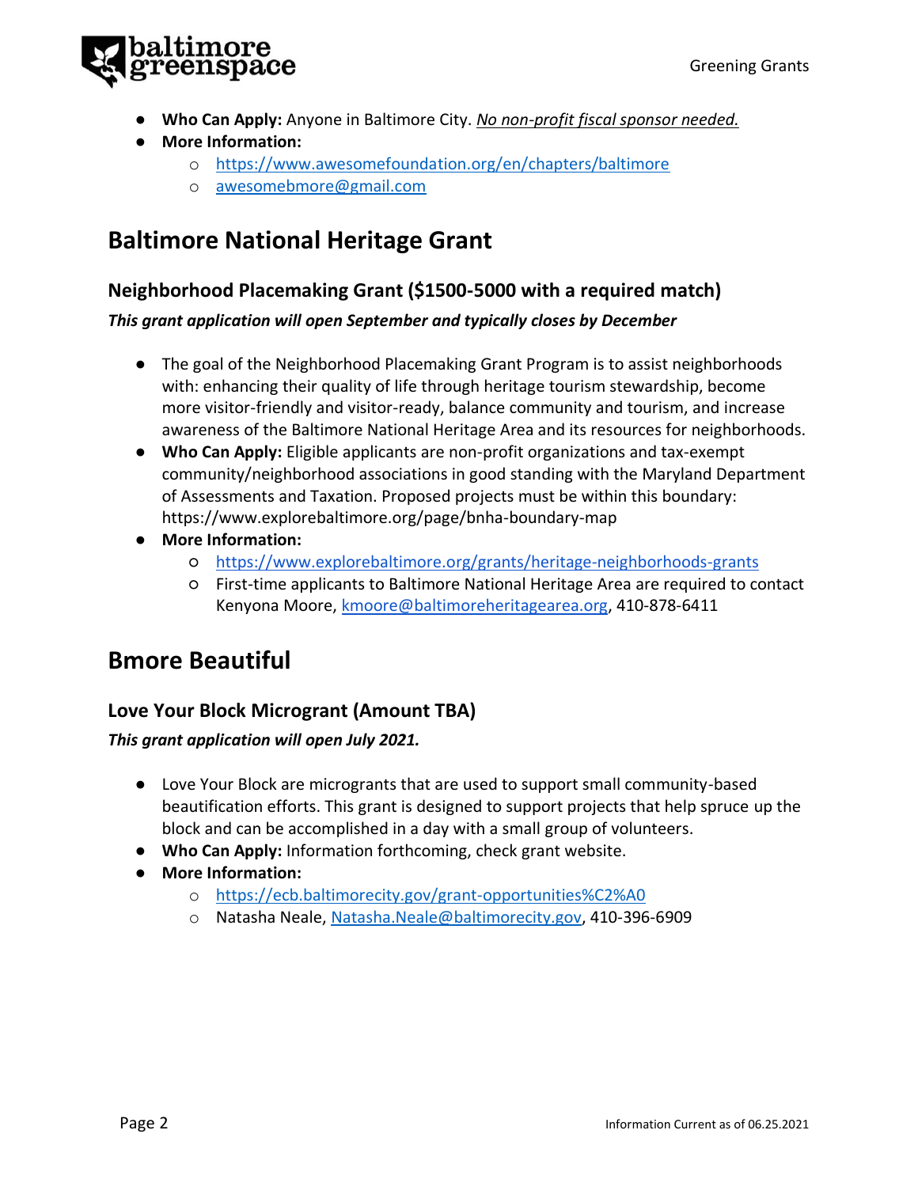- **Who Can Apply:** Anyone in Baltimore City. *No non-profit fiscal sponsor needed.*
- **More Information:**
  - https://www.awesomefoundation.org/en/chapters/baltimore
  - awesomebmore@gmail.com

## Baltimore National Heritage Grant

### Neighborhood Placemaking Grant ($1500-5000 with a required match)

***This grant application will open September and typically closes by December***

- The goal of the Neighborhood Placemaking Grant Program is to assist neighborhoods with: enhancing their quality of life through heritage tourism stewardship, become more visitor-friendly and visitor-ready, balance community and tourism, and increase awareness of the Baltimore National Heritage Area and its resources for neighborhoods.
- **Who Can Apply:** Eligible applicants are non-profit organizations and tax-exempt community/neighborhood associations in good standing with the Maryland Department of Assessments and Taxation. Proposed projects must be within this boundary: https://www.explorebaltimore.org/page/bnha-boundary-map
- **More Information:**
  - https://www.explorebaltimore.org/grants/heritage-neighborhoods-grants
  - First-time applicants to Baltimore National Heritage Area are required to contact Kenyona Moore, kmoore@baltimoreheritagearea.org, 410-878-6411

## Bmore Beautiful

### Love Your Block Microgrant (Amount TBA)

***This grant application will open July 2021.***

- Love Your Block are microgrants that are used to support small community-based beautification efforts. This grant is designed to support projects that help spruce up the block and can be accomplished in a day with a small group of volunteers.
- **Who Can Apply:** Information forthcoming, check grant website.
- **More Information:**
  - https://ecb.baltimorecity.gov/grant-opportunities%C2%A0
  - Natasha Neale, Natasha.Neale@baltimorecity.gov, 410-396-6909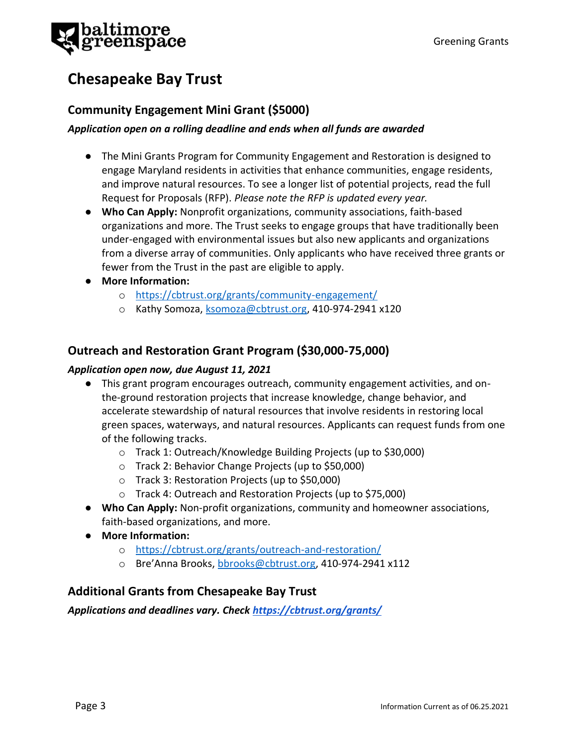# Chesapeake Bay Trust

## Community Engagement Mini Grant ($5000)

***Application open on a rolling deadline and ends when all funds are awarded***

- The Mini Grants Program for Community Engagement and Restoration is designed to engage Maryland residents in activities that enhance communities, engage residents, and improve natural resources. To see a longer list of potential projects, read the full Request for Proposals (RFP). *Please note the RFP is updated every year.*
- **Who Can Apply:** Nonprofit organizations, community associations, faith-based organizations and more. The Trust seeks to engage groups that have traditionally been under-engaged with environmental issues but also new applicants and organizations from a diverse array of communities. Only applicants who have received three grants or fewer from the Trust in the past are eligible to apply.
- **More Information:**
  - https://cbtrust.org/grants/community-engagement/
  - Kathy Somoza, ksomoza@cbtrust.org, 410-974-2941 x120

## Outreach and Restoration Grant Program ($30,000-75,000)

***Application open now, due August 11, 2021***

- This grant program encourages outreach, community engagement activities, and on-the-ground restoration projects that increase knowledge, change behavior, and accelerate stewardship of natural resources that involve residents in restoring local green spaces, waterways, and natural resources. Applicants can request funds from one of the following tracks.
  - Track 1: Outreach/Knowledge Building Projects (up to $30,000)
  - Track 2: Behavior Change Projects (up to $50,000)
  - Track 3: Restoration Projects (up to $50,000)
  - Track 4: Outreach and Restoration Projects (up to $75,000)
- **Who Can Apply:** Non-profit organizations, community and homeowner associations, faith-based organizations, and more.
- **More Information:**
  - https://cbtrust.org/grants/outreach-and-restoration/
  - Bre'Anna Brooks, bbrooks@cbtrust.org, 410-974-2941 x112

## Additional Grants from Chesapeake Bay Trust

***Applications and deadlines vary. Check https://cbtrust.org/grants/***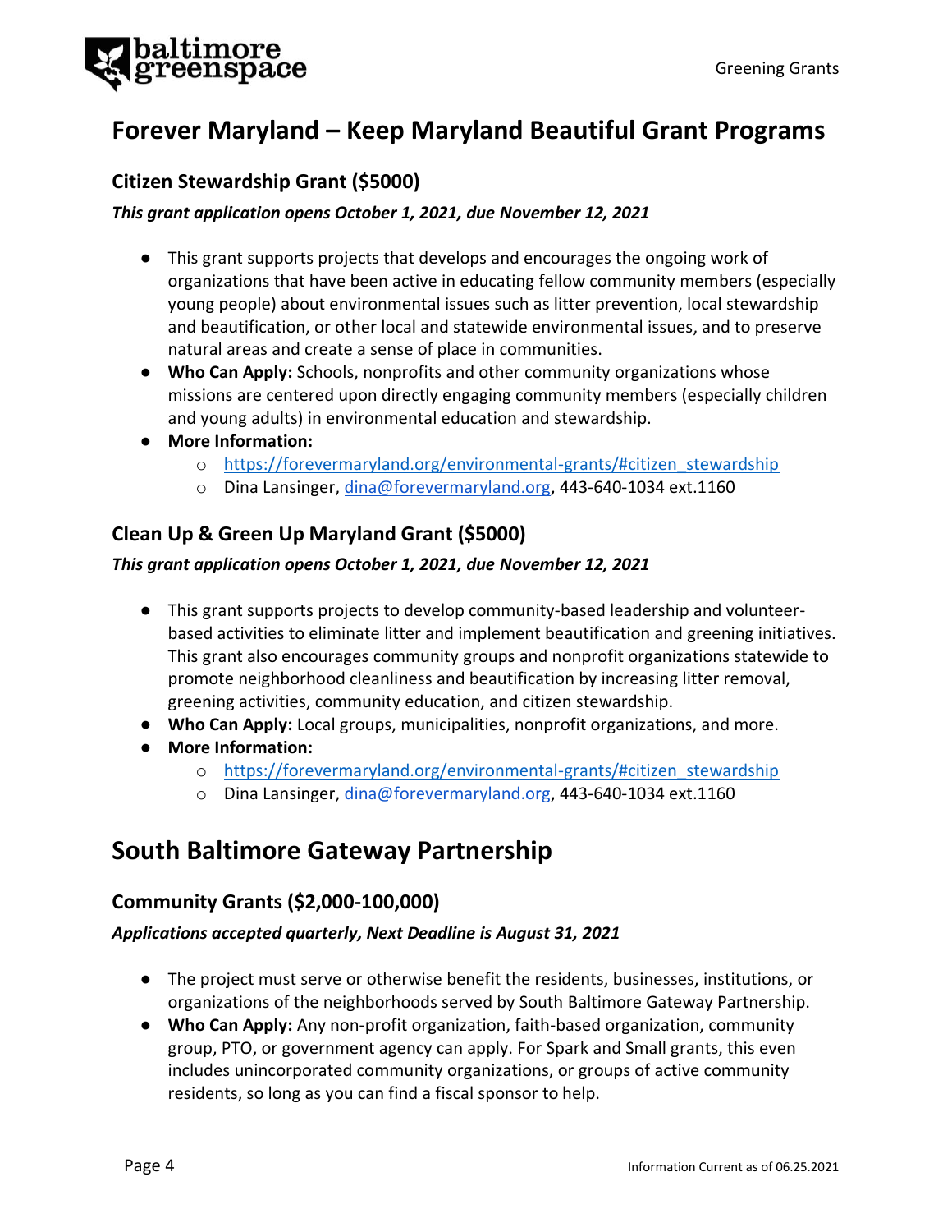# Forever Maryland – Keep Maryland Beautiful Grant Programs

## Citizen Stewardship Grant ($5000)

***This grant application opens October 1, 2021, due November 12, 2021***

- This grant supports projects that develops and encourages the ongoing work of organizations that have been active in educating fellow community members (especially young people) about environmental issues such as litter prevention, local stewardship and beautification, or other local and statewide environmental issues, and to preserve natural areas and create a sense of place in communities.
- **Who Can Apply:** Schools, nonprofits and other community organizations whose missions are centered upon directly engaging community members (especially children and young adults) in environmental education and stewardship.
- **More Information:**
    - https://forevermaryland.org/environmental-grants/#citizen_stewardship
    - Dina Lansinger, dina@forevermaryland.org, 443-640-1034 ext.1160

## Clean Up & Green Up Maryland Grant ($5000)

***This grant application opens October 1, 2021, due November 12, 2021***

- This grant supports projects to develop community-based leadership and volunteer-based activities to eliminate litter and implement beautification and greening initiatives. This grant also encourages community groups and nonprofit organizations statewide to promote neighborhood cleanliness and beautification by increasing litter removal, greening activities, community education, and citizen stewardship.
- **Who Can Apply:** Local groups, municipalities, nonprofit organizations, and more.
- **More Information:**
    - https://forevermaryland.org/environmental-grants/#citizen_stewardship
    - Dina Lansinger, dina@forevermaryland.org, 443-640-1034 ext.1160

# South Baltimore Gateway Partnership

## Community Grants ($2,000-100,000)

***Applications accepted quarterly, Next Deadline is August 31, 2021***

- The project must serve or otherwise benefit the residents, businesses, institutions, or organizations of the neighborhoods served by South Baltimore Gateway Partnership.
- **Who Can Apply:** Any non-profit organization, faith-based organization, community group, PTO, or government agency can apply. For Spark and Small grants, this even includes unincorporated community organizations, or groups of active community residents, so long as you can find a fiscal sponsor to help.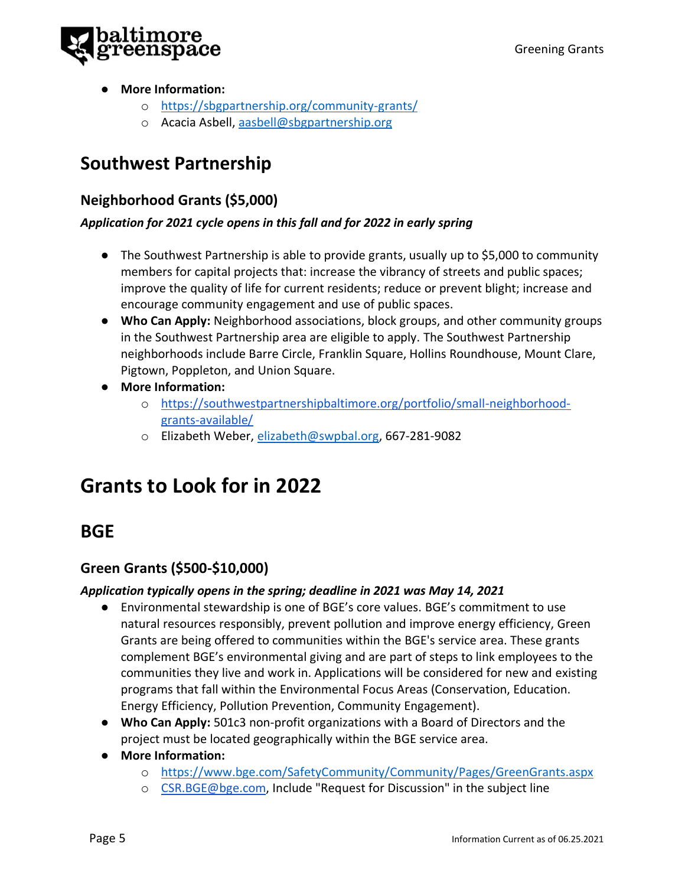- **More Information:**
    - https://sbgpartnership.org/community-grants/
    - Acacia Asbell, aasbell@sbgpartnership.org

## Southwest Partnership

### Neighborhood Grants ($5,000)

***Application for 2021 cycle opens in this fall and for 2022 in early spring***

- The Southwest Partnership is able to provide grants, usually up to $5,000 to community members for capital projects that: increase the vibrancy of streets and public spaces; improve the quality of life for current residents; reduce or prevent blight; increase and encourage community engagement and use of public spaces.
- **Who Can Apply:** Neighborhood associations, block groups, and other community groups in the Southwest Partnership area are eligible to apply. The Southwest Partnership neighborhoods include Barre Circle, Franklin Square, Hollins Roundhouse, Mount Clare, Pigtown, Poppleton, and Union Square.
- **More Information:**
    - https://southwestpartnershipbaltimore.org/portfolio/small-neighborhood-grants-available/
    - Elizabeth Weber, elizabeth@swpbal.org, 667-281-9082

# Grants to Look for in 2022

## BGE

### Green Grants ($500-$10,000)

***Application typically opens in the spring; deadline in 2021 was May 14, 2021***

- Environmental stewardship is one of BGE's core values. BGE's commitment to use natural resources responsibly, prevent pollution and improve energy efficiency, Green Grants are being offered to communities within the BGE's service area. These grants complement BGE's environmental giving and are part of steps to link employees to the communities they live and work in. Applications will be considered for new and existing programs that fall within the Environmental Focus Areas (Conservation, Education. Energy Efficiency, Pollution Prevention, Community Engagement).
- **Who Can Apply:** 501c3 non-profit organizations with a Board of Directors and the project must be located geographically within the BGE service area.
- **More Information:**
    - https://www.bge.com/SafetyCommunity/Community/Pages/GreenGrants.aspx
    - CSR.BGE@bge.com, Include "Request for Discussion" in the subject line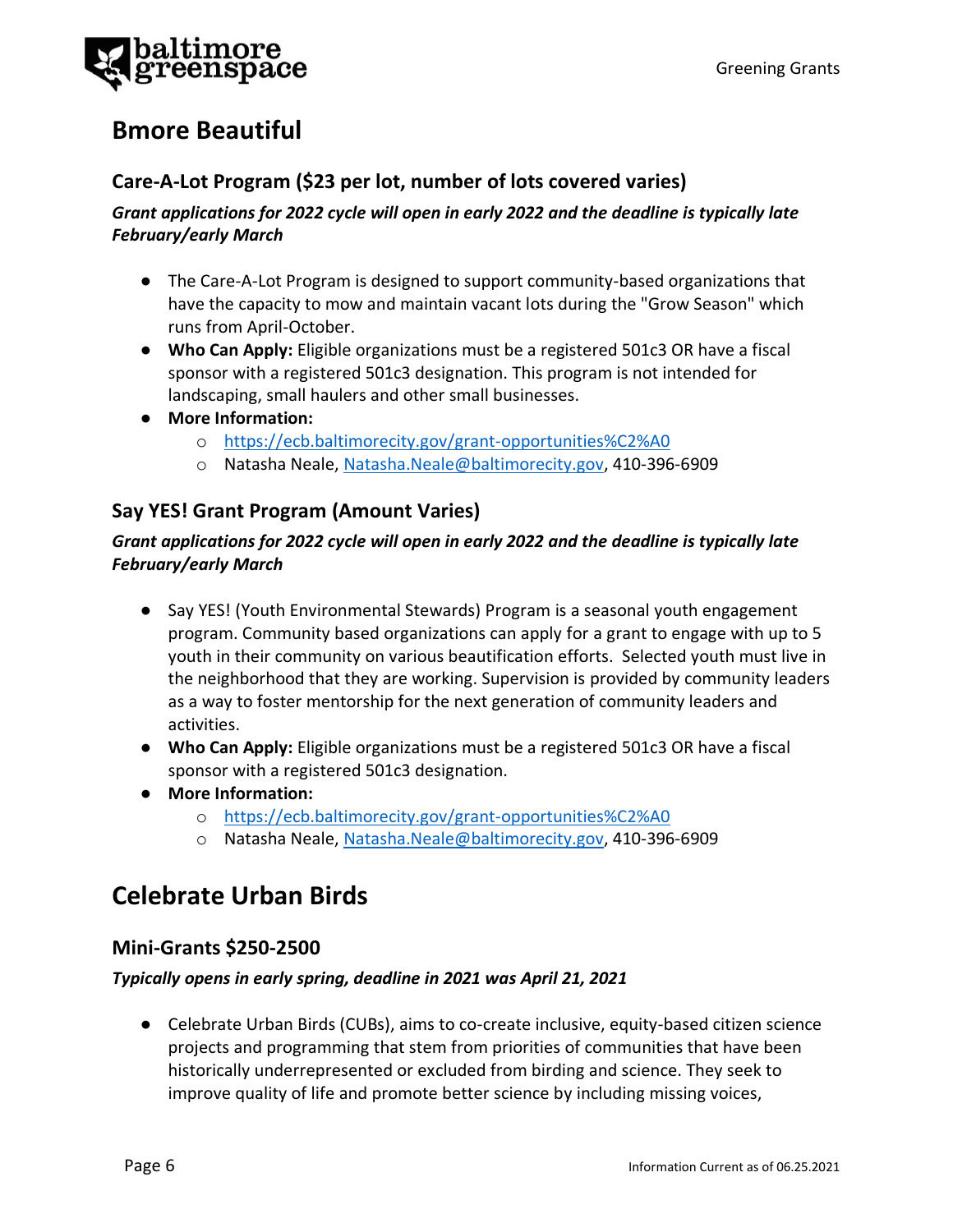## Bmore Beautiful

### Care-A-Lot Program ($23 per lot, number of lots covered varies)

***Grant applications for 2022 cycle will open in early 2022 and the deadline is typically late February/early March***

- The Care-A-Lot Program is designed to support community-based organizations that have the capacity to mow and maintain vacant lots during the "Grow Season" which runs from April-October.
- **Who Can Apply:** Eligible organizations must be a registered 501c3 OR have a fiscal sponsor with a registered 501c3 designation. This program is not intended for landscaping, small haulers and other small businesses.
- **More Information:**
  - https://ecb.baltimorecity.gov/grant-opportunities%C2%A0
  - Natasha Neale, Natasha.Neale@baltimorecity.gov, 410-396-6909

### Say YES! Grant Program (Amount Varies)

***Grant applications for 2022 cycle will open in early 2022 and the deadline is typically late February/early March***

- Say YES! (Youth Environmental Stewards) Program is a seasonal youth engagement program. Community based organizations can apply for a grant to engage with up to 5 youth in their community on various beautification efforts. Selected youth must live in the neighborhood that they are working. Supervision is provided by community leaders as a way to foster mentorship for the next generation of community leaders and activities.
- **Who Can Apply:** Eligible organizations must be a registered 501c3 OR have a fiscal sponsor with a registered 501c3 designation.
- **More Information:**
  - https://ecb.baltimorecity.gov/grant-opportunities%C2%A0
  - Natasha Neale, Natasha.Neale@baltimorecity.gov, 410-396-6909

## Celebrate Urban Birds

### Mini-Grants $250-2500

***Typically opens in early spring, deadline in 2021 was April 21, 2021***

- Celebrate Urban Birds (CUBs), aims to co-create inclusive, equity-based citizen science projects and programming that stem from priorities of communities that have been historically underrepresented or excluded from birding and science. They seek to improve quality of life and promote better science by including missing voices,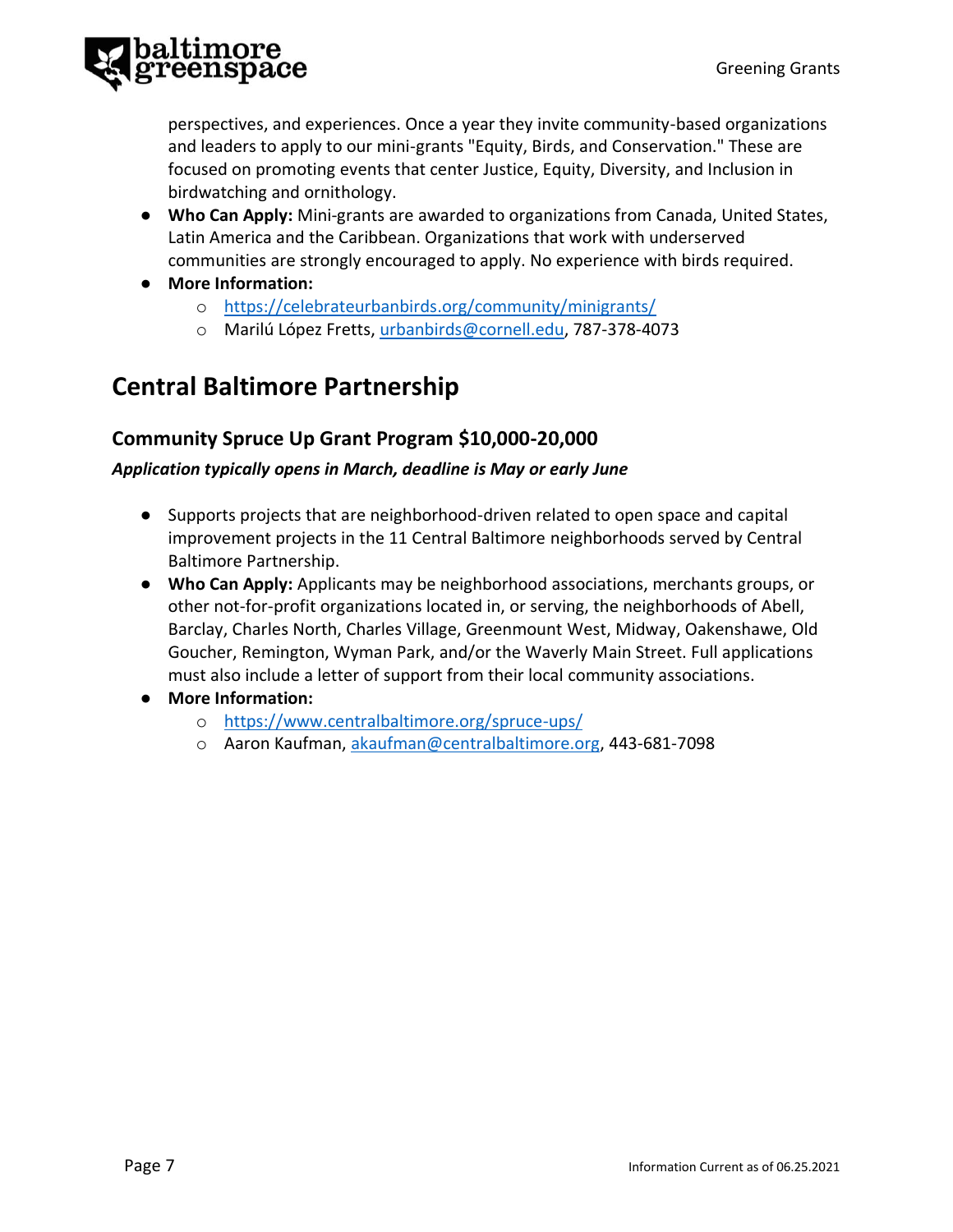perspectives, and experiences. Once a year they invite community-based organizations and leaders to apply to our mini-grants "Equity, Birds, and Conservation." These are focused on promoting events that center Justice, Equity, Diversity, and Inclusion in birdwatching and ornithology.

- **Who Can Apply:** Mini-grants are awarded to organizations from Canada, United States, Latin America and the Caribbean. Organizations that work with underserved communities are strongly encouraged to apply. No experience with birds required.
- **More Information:**
  - https://celebrateurbanbirds.org/community/minigrants/
  - Marilú López Fretts, urbanbirds@cornell.edu, 787-378-4073

## Central Baltimore Partnership

### Community Spruce Up Grant Program $10,000-20,000

***Application typically opens in March, deadline is May or early June***

- Supports projects that are neighborhood-driven related to open space and capital improvement projects in the 11 Central Baltimore neighborhoods served by Central Baltimore Partnership.
- **Who Can Apply:** Applicants may be neighborhood associations, merchants groups, or other not-for-profit organizations located in, or serving, the neighborhoods of Abell, Barclay, Charles North, Charles Village, Greenmount West, Midway, Oakenshawe, Old Goucher, Remington, Wyman Park, and/or the Waverly Main Street. Full applications must also include a letter of support from their local community associations.
- **More Information:**
  - https://www.centralbaltimore.org/spruce-ups/
  - Aaron Kaufman, akaufman@centralbaltimore.org, 443-681-7098